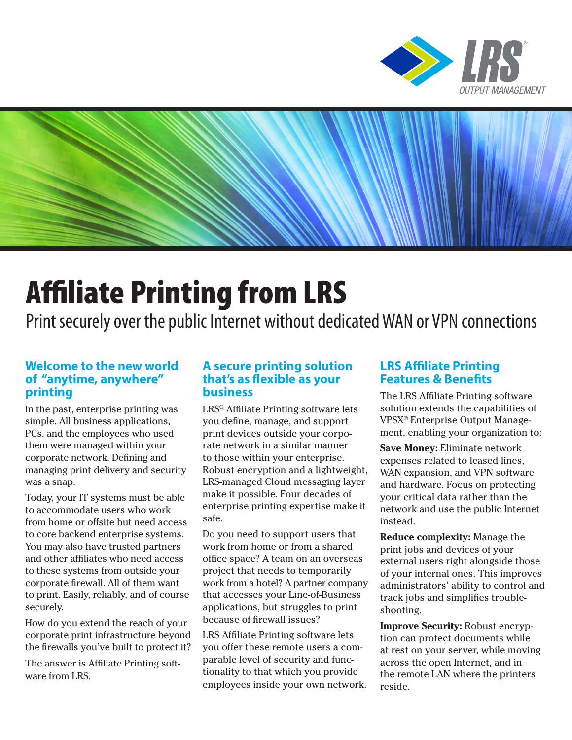# Affiliate Printing from LRS

Print securely over the public Internet without dedicated WAN or VPN connections

## Welcome to the new world of "anytime, anywhere" printing

In the past, enterprise printing was simple. All business applications, PCs, and the employees who used them were managed within your corporate network. Defining and managing print delivery and security was a snap.

Today, your IT systems must be able to accommodate users who work from home or offsite but need access to core backend enterprise systems. You may also have trusted partners and other affiliates who need access to these systems from outside your corporate firewall. All of them want to print. Easily, reliably, and of course securely.

How do you extend the reach of your corporate print infrastructure beyond the firewalls you've built to protect it?

The answer is Affiliate Printing software from LRS.

## A secure printing solution that's as flexible as your business

LRS® Affiliate Printing software lets you define, manage, and support print devices outside your corporate network in a similar manner to those within your enterprise. Robust encryption and a lightweight, LRS-managed Cloud messaging layer make it possible. Four decades of enterprise printing expertise make it safe.

Do you need to support users that work from home or from a shared office space? A team on an overseas project that needs to temporarily work from a hotel? A partner company that accesses your Line-of-Business applications, but struggles to print because of firewall issues?

LRS Affiliate Printing software lets you offer these remote users a comparable level of security and functionality to that which you provide employees inside your own network.

## LRS Affiliate Printing Features & Benefits

The LRS Affiliate Printing software solution extends the capabilities of VPSX® Enterprise Output Management, enabling your organization to:

**Save Money:** Eliminate network expenses related to leased lines, WAN expansion, and VPN software and hardware. Focus on protecting your critical data rather than the network and use the public Internet instead.

**Reduce complexity:** Manage the print jobs and devices of your external users right alongside those of your internal ones. This improves administrators' ability to control and track jobs and simplifies troubleshooting.

**Improve Security:** Robust encryption can protect documents while at rest on your server, while moving across the open Internet, and in the remote LAN where the printers reside.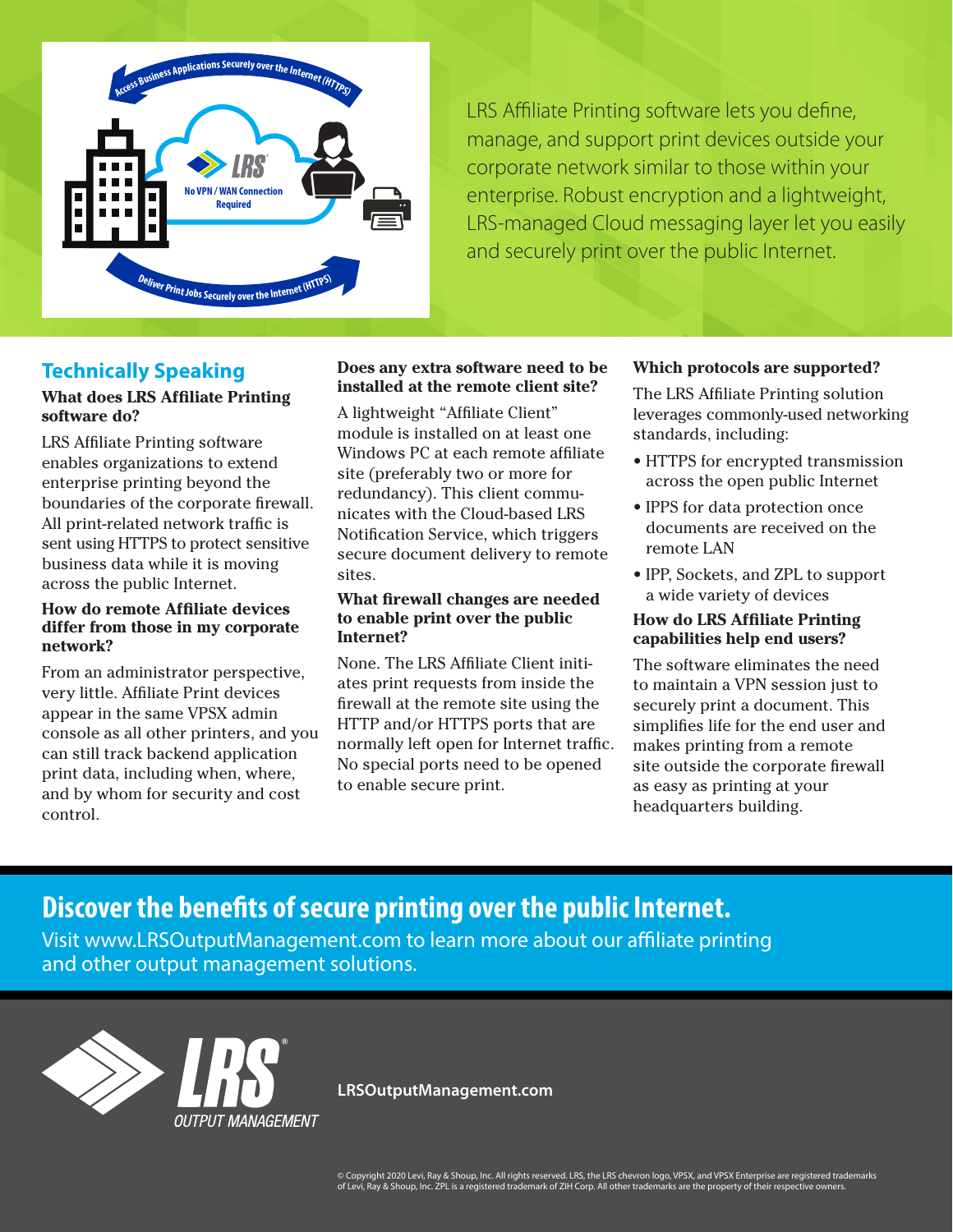Access Business Applications Securely over the Internet (HTTPS)

No VPN / WAN Connection Required

Deliver Print Jobs Securely over the Internet (HTTPS)

LRS Affiliate Printing software lets you define, manage, and support print devices outside your corporate network similar to those within your enterprise. Robust encryption and a lightweight, LRS-managed Cloud messaging layer let you easily and securely print over the public Internet.

## Technically Speaking

### What does LRS Affiliate Printing software do?

LRS Affiliate Printing software enables organizations to extend enterprise printing beyond the boundaries of the corporate firewall. All print-related network traffic is sent using HTTPS to protect sensitive business data while it is moving across the public Internet.

### How do remote Affiliate devices differ from those in my corporate network?

From an administrator perspective, very little. Affiliate Print devices appear in the same VPSX admin console as all other printers, and you can still track backend application print data, including when, where, and by whom for security and cost control.

### Does any extra software need to be installed at the remote client site?

A lightweight "Affiliate Client" module is installed on at least one Windows PC at each remote affiliate site (preferably two or more for redundancy). This client communicates with the Cloud-based LRS Notification Service, which triggers secure document delivery to remote sites.

### What firewall changes are needed to enable print over the public Internet?

None. The LRS Affiliate Client initiates print requests from inside the firewall at the remote site using the HTTP and/or HTTPS ports that are normally left open for Internet traffic. No special ports need to be opened to enable secure print.

### Which protocols are supported?

The LRS Affiliate Printing solution leverages commonly-used networking standards, including:

- HTTPS for encrypted transmission across the open public Internet
- IPPS for data protection once documents are received on the remote LAN
- IPP, Sockets, and ZPL to support a wide variety of devices

### How do LRS Affiliate Printing capabilities help end users?

The software eliminates the need to maintain a VPN session just to securely print a document. This simplifies life for the end user and makes printing from a remote site outside the corporate firewall as easy as printing at your headquarters building.

## Discover the benefits of secure printing over the public Internet.

Visit www.LRSOutputManagement.com to learn more about our affiliate printing and other output management solutions.

LRS® OUTPUT MANAGEMENT

LRSOutputManagement.com

© Copyright 2020 Levi, Ray & Shoup, Inc. All rights reserved. LRS, the LRS chevron logo, VPSX, and VPSX Enterprise are registered trademarks of Levi, Ray & Shoup, Inc. ZPL is a registered trademark of ZIH Corp. All other trademarks are the property of their respective owners.